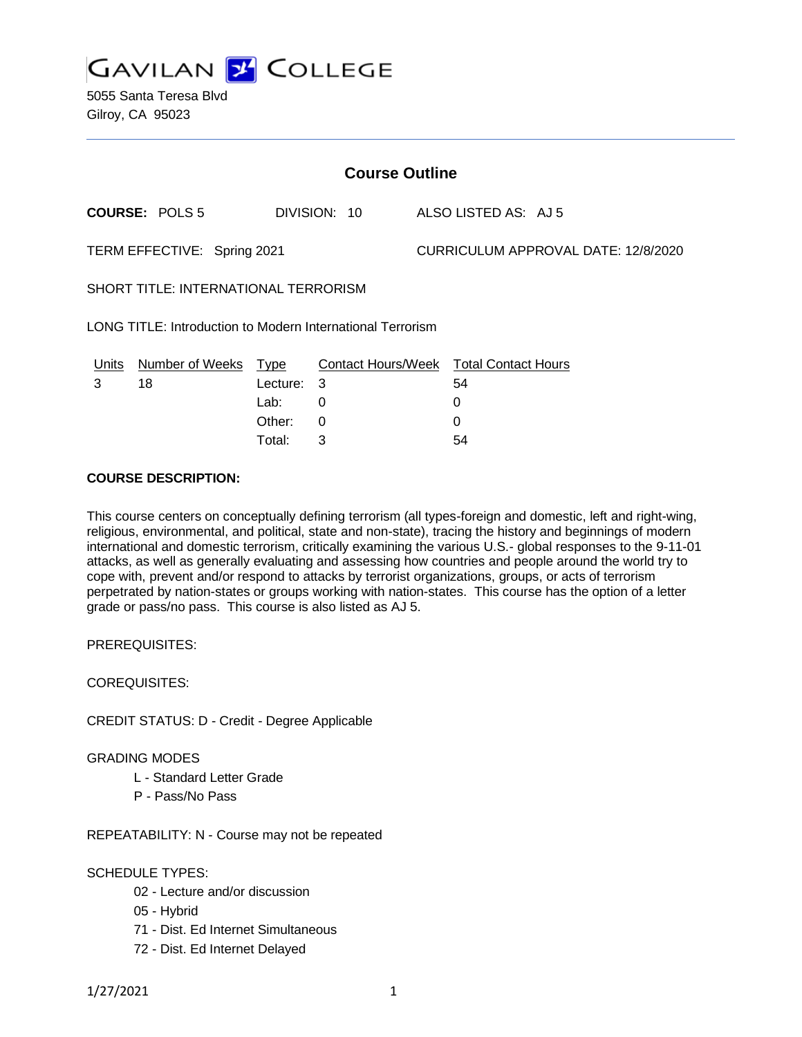# GAVILAN COLLEGE

5055 Santa Teresa Blvd
Gilroy, CA 95023

## Course Outline

**COURSE:** POLS 5    DIVISION: 10    ALSO LISTED AS: AJ 5

TERM EFFECTIVE: Spring 2021    CURRICULUM APPROVAL DATE: 12/8/2020

SHORT TITLE: INTERNATIONAL TERRORISM

LONG TITLE: Introduction to Modern International Terrorism

| Units | Number of Weeks | Type | Contact Hours/Week | Total Contact Hours |
|---|---|---|---|---|
| 3 | 18 | Lecture: | 3 | 54 |
| | | Lab: | 0 | 0 |
| | | Other: | 0 | 0 |
| | | Total: | 3 | 54 |

**COURSE DESCRIPTION:**

This course centers on conceptually defining terrorism (all types-foreign and domestic, left and right-wing, religious, environmental, and political, state and non-state), tracing the history and beginnings of modern international and domestic terrorism, critically examining the various U.S.- global responses to the 9-11-01 attacks, as well as generally evaluating and assessing how countries and people around the world try to cope with, prevent and/or respond to attacks by terrorist organizations, groups, or acts of terrorism perpetrated by nation-states or groups working with nation-states. This course has the option of a letter grade or pass/no pass. This course is also listed as AJ 5.

PREREQUISITES:

COREQUISITES:

CREDIT STATUS: D - Credit - Degree Applicable

GRADING MODES

- L - Standard Letter Grade
- P - Pass/No Pass

REPEATABILITY: N - Course may not be repeated

SCHEDULE TYPES:

- 02 - Lecture and/or discussion
- 05 - Hybrid
- 71 - Dist. Ed Internet Simultaneous
- 72 - Dist. Ed Internet Delayed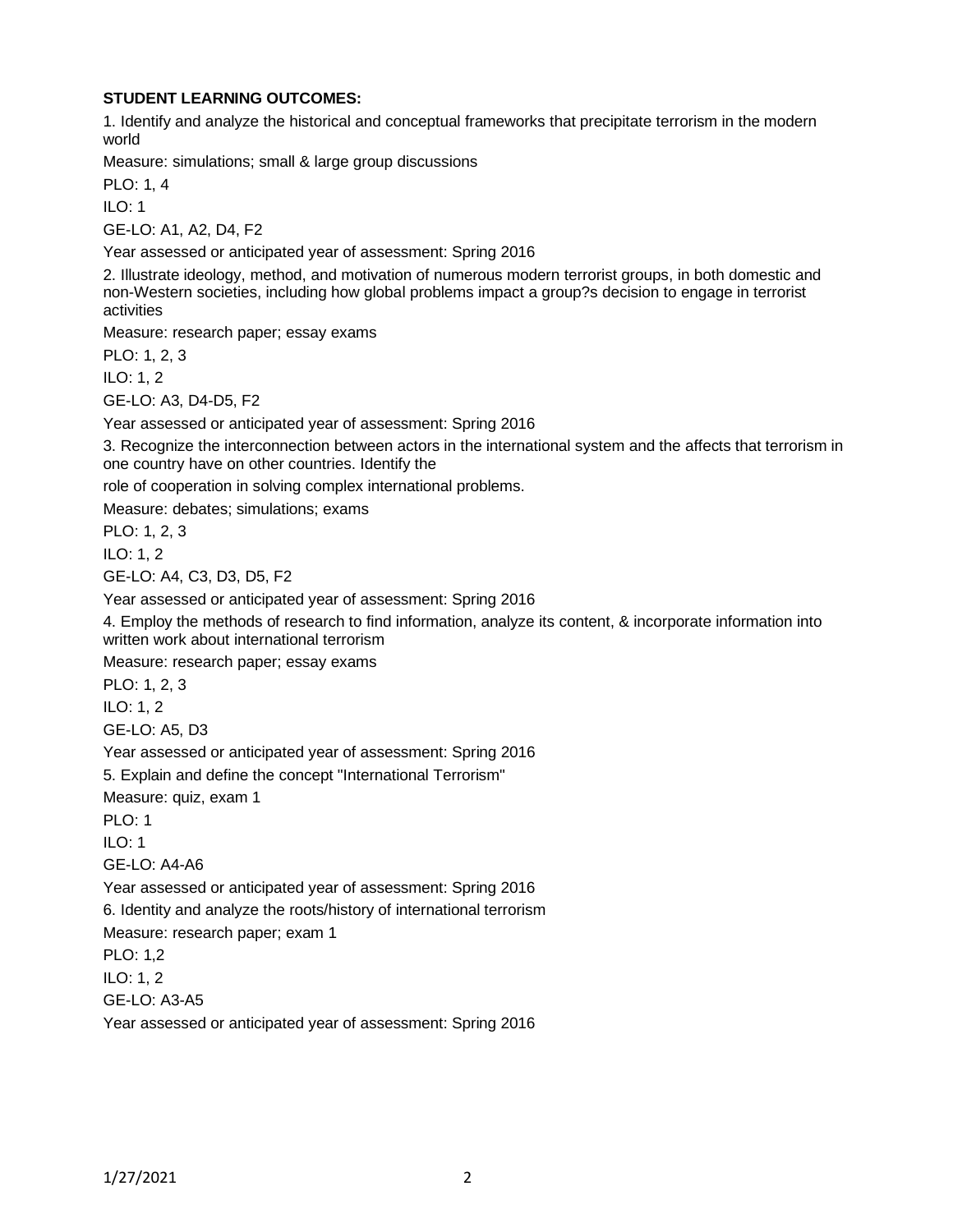**STUDENT LEARNING OUTCOMES:**

1. Identify and analyze the historical and conceptual frameworks that precipitate terrorism in the modern world

Measure: simulations; small & large group discussions

PLO: 1, 4

ILO: 1

GE-LO: A1, A2, D4, F2

Year assessed or anticipated year of assessment: Spring 2016

2. Illustrate ideology, method, and motivation of numerous modern terrorist groups, in both domestic and non-Western societies, including how global problems impact a group?s decision to engage in terrorist activities

Measure: research paper; essay exams

PLO: 1, 2, 3

ILO: 1, 2

GE-LO: A3, D4-D5, F2

Year assessed or anticipated year of assessment: Spring 2016

3. Recognize the interconnection between actors in the international system and the affects that terrorism in one country have on other countries. Identify the role of cooperation in solving complex international problems.

Measure: debates; simulations; exams

PLO: 1, 2, 3

ILO: 1, 2

GE-LO: A4, C3, D3, D5, F2

Year assessed or anticipated year of assessment: Spring 2016

4. Employ the methods of research to find information, analyze its content, & incorporate information into written work about international terrorism

Measure: research paper; essay exams

PLO: 1, 2, 3

ILO: 1, 2

GE-LO: A5, D3

Year assessed or anticipated year of assessment: Spring 2016

5. Explain and define the concept "International Terrorism"

Measure: quiz, exam 1

PLO: 1

ILO: 1

GE-LO: A4-A6

Year assessed or anticipated year of assessment: Spring 2016

6. Identity and analyze the roots/history of international terrorism

Measure: research paper; exam 1

PLO: 1,2

ILO: 1, 2

GE-LO: A3-A5

Year assessed or anticipated year of assessment: Spring 2016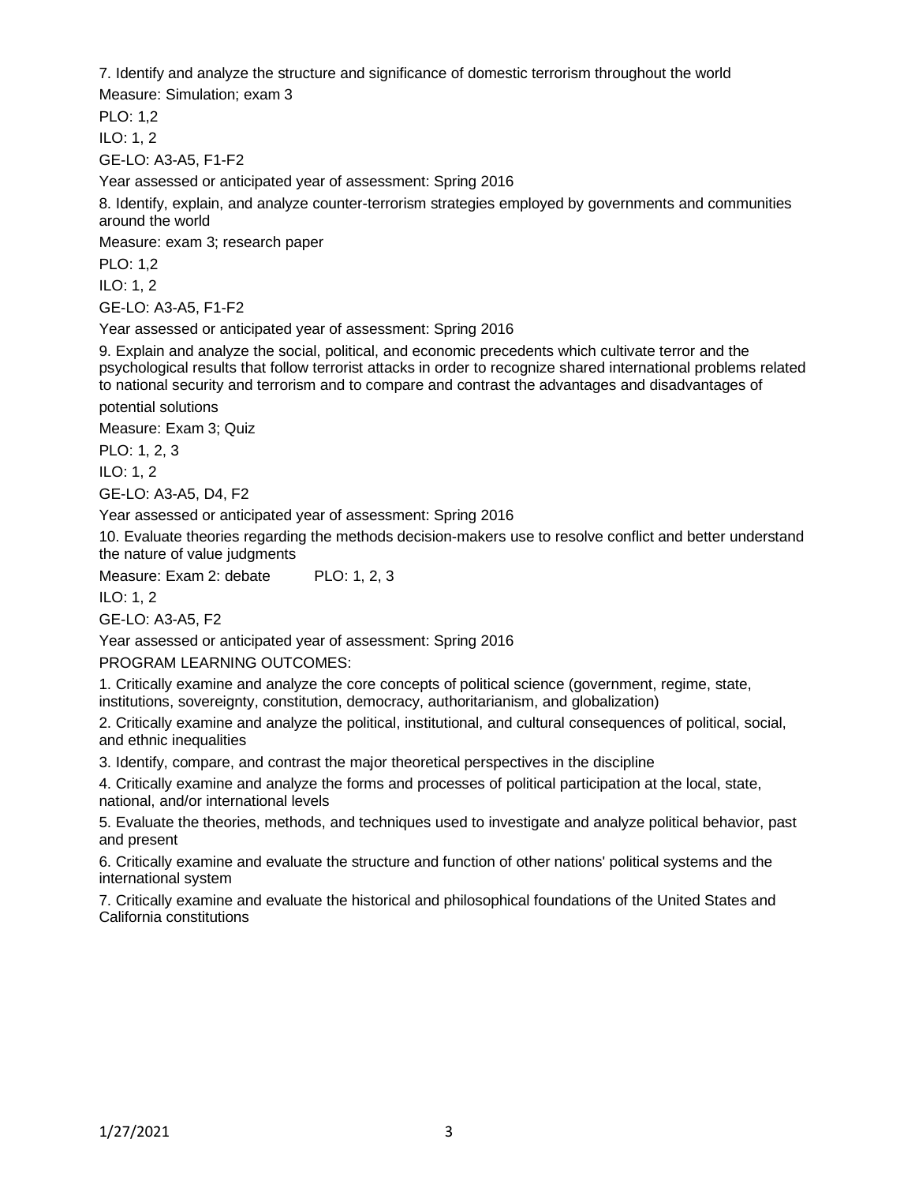7. Identify and analyze the structure and significance of domestic terrorism throughout the world

Measure: Simulation; exam 3

PLO: 1,2

ILO: 1, 2

GE-LO: A3-A5, F1-F2

Year assessed or anticipated year of assessment: Spring 2016

8. Identify, explain, and analyze counter-terrorism strategies employed by governments and communities around the world

Measure: exam 3; research paper

PLO: 1,2

ILO: 1, 2

GE-LO: A3-A5, F1-F2

Year assessed or anticipated year of assessment: Spring 2016

9. Explain and analyze the social, political, and economic precedents which cultivate terror and the psychological results that follow terrorist attacks in order to recognize shared international problems related to national security and terrorism and to compare and contrast the advantages and disadvantages of potential solutions

Measure: Exam 3; Quiz

PLO: 1, 2, 3

ILO: 1, 2

GE-LO: A3-A5, D4, F2

Year assessed or anticipated year of assessment: Spring 2016

10. Evaluate theories regarding the methods decision-makers use to resolve conflict and better understand the nature of value judgments

Measure: Exam 2: debate PLO: 1, 2, 3

ILO: 1, 2

GE-LO: A3-A5, F2

Year assessed or anticipated year of assessment: Spring 2016

PROGRAM LEARNING OUTCOMES:

1. Critically examine and analyze the core concepts of political science (government, regime, state, institutions, sovereignty, constitution, democracy, authoritarianism, and globalization)
2. Critically examine and analyze the political, institutional, and cultural consequences of political, social, and ethnic inequalities
3. Identify, compare, and contrast the major theoretical perspectives in the discipline
4. Critically examine and analyze the forms and processes of political participation at the local, state, national, and/or international levels
5. Evaluate the theories, methods, and techniques used to investigate and analyze political behavior, past and present
6. Critically examine and evaluate the structure and function of other nations' political systems and the international system
7. Critically examine and evaluate the historical and philosophical foundations of the United States and California constitutions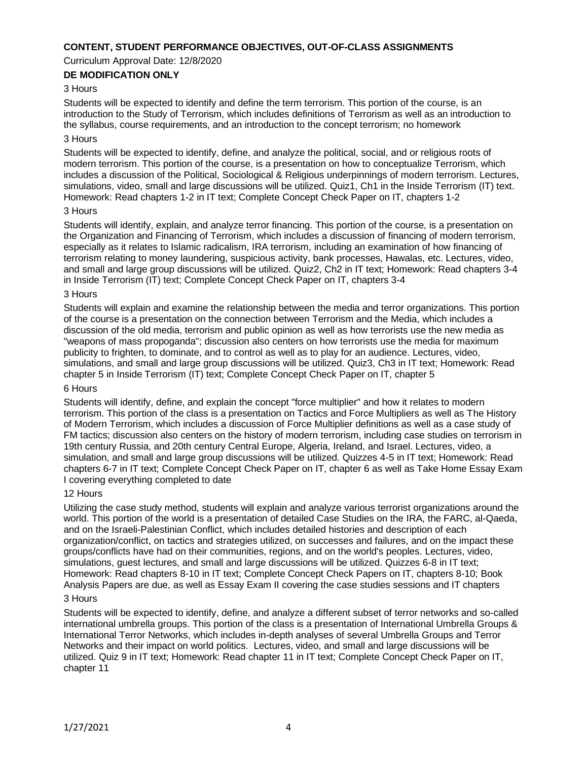**CONTENT, STUDENT PERFORMANCE OBJECTIVES, OUT-OF-CLASS ASSIGNMENTS**

Curriculum Approval Date: 12/8/2020

**DE MODIFICATION ONLY**

3 Hours

Students will be expected to identify and define the term terrorism. This portion of the course, is an introduction to the Study of Terrorism, which includes definitions of Terrorism as well as an introduction to the syllabus, course requirements, and an introduction to the concept terrorism; no homework

3 Hours

Students will be expected to identify, define, and analyze the political, social, and or religious roots of modern terrorism. This portion of the course, is a presentation on how to conceptualize Terrorism, which includes a discussion of the Political, Sociological & Religious underpinnings of modern terrorism. Lectures, simulations, video, small and large discussions will be utilized. Quiz1, Ch1 in the Inside Terrorism (IT) text. Homework: Read chapters 1-2 in IT text; Complete Concept Check Paper on IT, chapters 1-2

3 Hours

Students will identify, explain, and analyze terror financing. This portion of the course, is a presentation on the Organization and Financing of Terrorism, which includes a discussion of financing of modern terrorism, especially as it relates to Islamic radicalism, IRA terrorism, including an examination of how financing of terrorism relating to money laundering, suspicious activity, bank processes, Hawalas, etc. Lectures, video, and small and large group discussions will be utilized. Quiz2, Ch2 in IT text; Homework: Read chapters 3-4 in Inside Terrorism (IT) text; Complete Concept Check Paper on IT, chapters 3-4

3 Hours

Students will explain and examine the relationship between the media and terror organizations. This portion of the course is a presentation on the connection between Terrorism and the Media, which includes a discussion of the old media, terrorism and public opinion as well as how terrorists use the new media as "weapons of mass propoganda"; discussion also centers on how terrorists use the media for maximum publicity to frighten, to dominate, and to control as well as to play for an audience. Lectures, video, simulations, and small and large group discussions will be utilized. Quiz3, Ch3 in IT text; Homework: Read chapter 5 in Inside Terrorism (IT) text; Complete Concept Check Paper on IT, chapter 5

6 Hours

Students will identify, define, and explain the concept "force multiplier" and how it relates to modern terrorism. This portion of the class is a presentation on Tactics and Force Multipliers as well as The History of Modern Terrorism, which includes a discussion of Force Multiplier definitions as well as a case study of FM tactics; discussion also centers on the history of modern terrorism, including case studies on terrorism in 19th century Russia, and 20th century Central Europe, Algeria, Ireland, and Israel. Lectures, video, a simulation, and small and large group discussions will be utilized. Quizzes 4-5 in IT text; Homework: Read chapters 6-7 in IT text; Complete Concept Check Paper on IT, chapter 6 as well as Take Home Essay Exam I covering everything completed to date

12 Hours

Utilizing the case study method, students will explain and analyze various terrorist organizations around the world. This portion of the world is a presentation of detailed Case Studies on the IRA, the FARC, al-Qaeda, and on the Israeli-Palestinian Conflict, which includes detailed histories and description of each organization/conflict, on tactics and strategies utilized, on successes and failures, and on the impact these groups/conflicts have had on their communities, regions, and on the world's peoples. Lectures, video, simulations, guest lectures, and small and large discussions will be utilized. Quizzes 6-8 in IT text; Homework: Read chapters 8-10 in IT text; Complete Concept Check Papers on IT, chapters 8-10; Book Analysis Papers are due, as well as Essay Exam II covering the case studies sessions and IT chapters

3 Hours

Students will be expected to identify, define, and analyze a different subset of terror networks and so-called international umbrella groups. This portion of the class is a presentation of International Umbrella Groups & International Terror Networks, which includes in-depth analyses of several Umbrella Groups and Terror Networks and their impact on world politics. Lectures, video, and small and large discussions will be utilized. Quiz 9 in IT text; Homework: Read chapter 11 in IT text; Complete Concept Check Paper on IT, chapter 11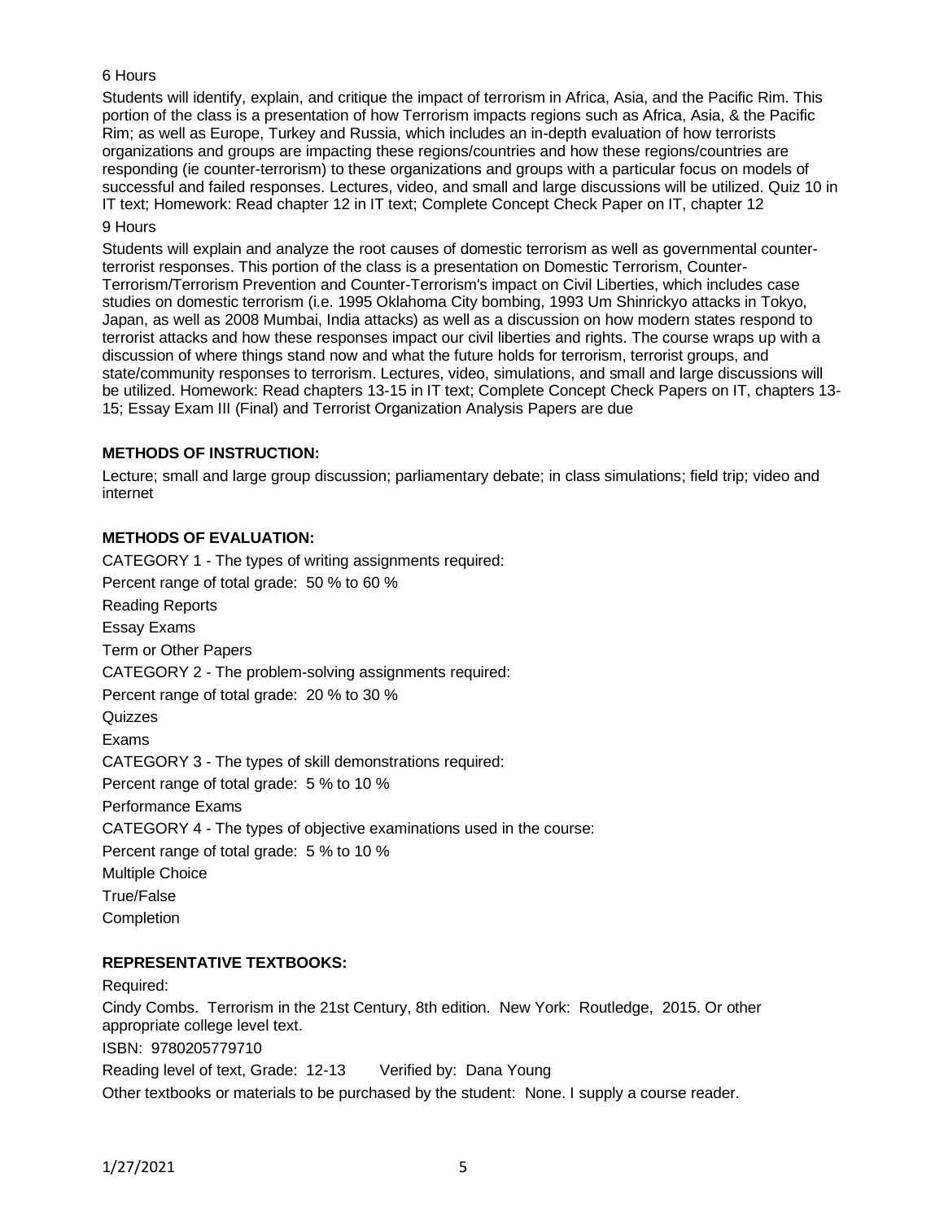6 Hours

Students will identify, explain, and critique the impact of terrorism in Africa, Asia, and the Pacific Rim. This portion of the class is a presentation of how Terrorism impacts regions such as Africa, Asia, & the Pacific Rim; as well as Europe, Turkey and Russia, which includes an in-depth evaluation of how terrorists organizations and groups are impacting these regions/countries and how these regions/countries are responding (ie counter-terrorism) to these organizations and groups with a particular focus on models of successful and failed responses. Lectures, video, and small and large discussions will be utilized. Quiz 10 in IT text; Homework: Read chapter 12 in IT text; Complete Concept Check Paper on IT, chapter 12

9 Hours

Students will explain and analyze the root causes of domestic terrorism as well as governmental counter-terrorist responses. This portion of the class is a presentation on Domestic Terrorism, Counter-Terrorism/Terrorism Prevention and Counter-Terrorism's impact on Civil Liberties, which includes case studies on domestic terrorism (i.e. 1995 Oklahoma City bombing, 1993 Um Shinrickyo attacks in Tokyo, Japan, as well as 2008 Mumbai, India attacks) as well as a discussion on how modern states respond to terrorist attacks and how these responses impact our civil liberties and rights. The course wraps up with a discussion of where things stand now and what the future holds for terrorism, terrorist groups, and state/community responses to terrorism. Lectures, video, simulations, and small and large discussions will be utilized. Homework: Read chapters 13-15 in IT text; Complete Concept Check Papers on IT, chapters 13-15; Essay Exam III (Final) and Terrorist Organization Analysis Papers are due

**METHODS OF INSTRUCTION:**

Lecture; small and large group discussion; parliamentary debate; in class simulations; field trip; video and internet

**METHODS OF EVALUATION:**

CATEGORY 1 - The types of writing assignments required:
Percent range of total grade: 50 % to 60 %
Reading Reports
Essay Exams
Term or Other Papers

CATEGORY 2 - The problem-solving assignments required:
Percent range of total grade: 20 % to 30 %
Quizzes
Exams

CATEGORY 3 - The types of skill demonstrations required:
Percent range of total grade: 5 % to 10 %
Performance Exams

CATEGORY 4 - The types of objective examinations used in the course:
Percent range of total grade: 5 % to 10 %
Multiple Choice
True/False
Completion

**REPRESENTATIVE TEXTBOOKS:**

Required:
Cindy Combs. Terrorism in the 21st Century, 8th edition. New York: Routledge, 2015. Or other appropriate college level text.
ISBN: 9780205779710
Reading level of text, Grade: 12-13 Verified by: Dana Young
Other textbooks or materials to be purchased by the student: None. I supply a course reader.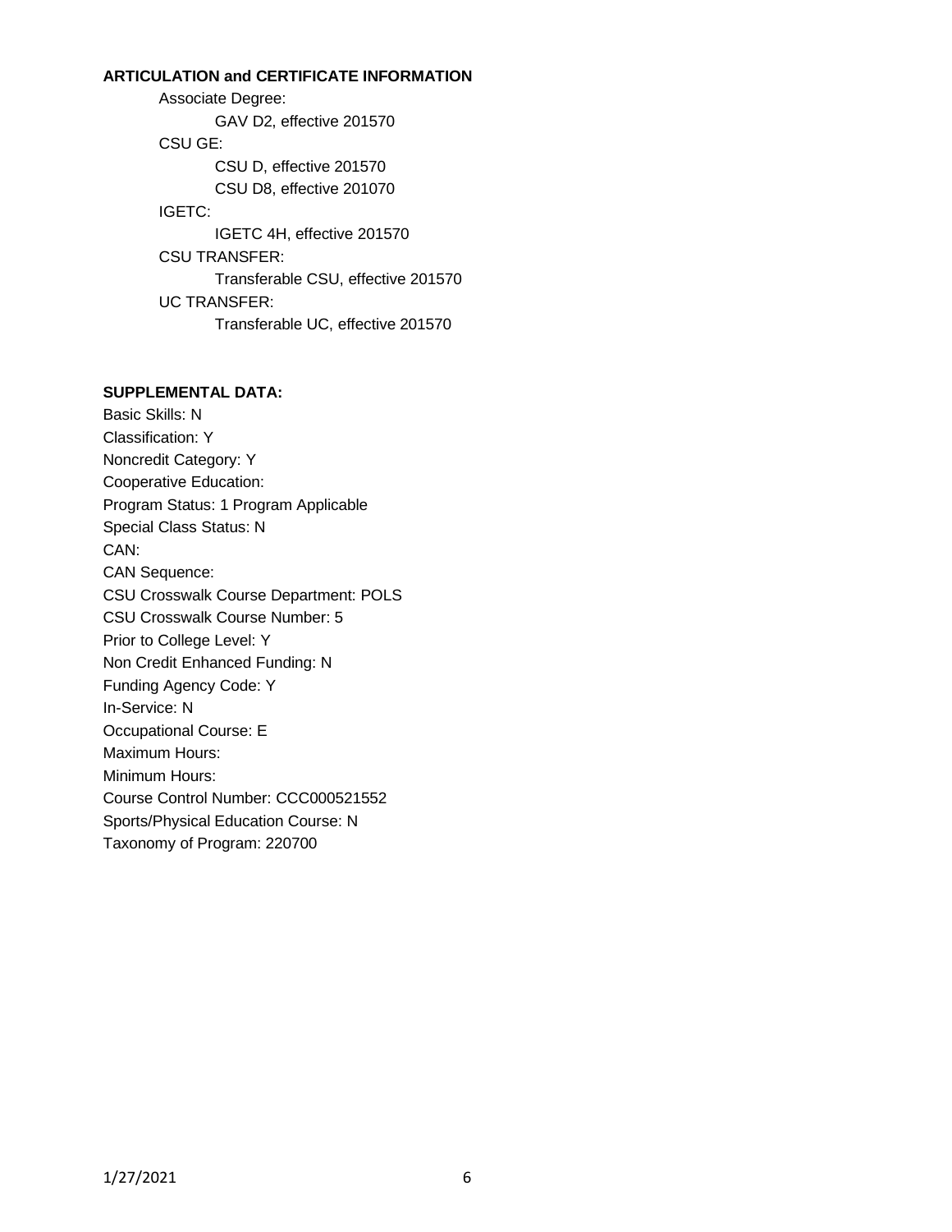**ARTICULATION and CERTIFICATE INFORMATION**

Associate Degree:

- GAV D2, effective 201570

CSU GE:

- CSU D, effective 201570
- CSU D8, effective 201070

IGETC:

- IGETC 4H, effective 201570

CSU TRANSFER:

- Transferable CSU, effective 201570

UC TRANSFER:

- Transferable UC, effective 201570

**SUPPLEMENTAL DATA:**

Basic Skills: N
Classification: Y
Noncredit Category: Y
Cooperative Education:
Program Status: 1 Program Applicable
Special Class Status: N
CAN:
CAN Sequence:
CSU Crosswalk Course Department: POLS
CSU Crosswalk Course Number: 5
Prior to College Level: Y
Non Credit Enhanced Funding: N
Funding Agency Code: Y
In-Service: N
Occupational Course: E
Maximum Hours:
Minimum Hours:
Course Control Number: CCC000521552
Sports/Physical Education Course: N
Taxonomy of Program: 220700